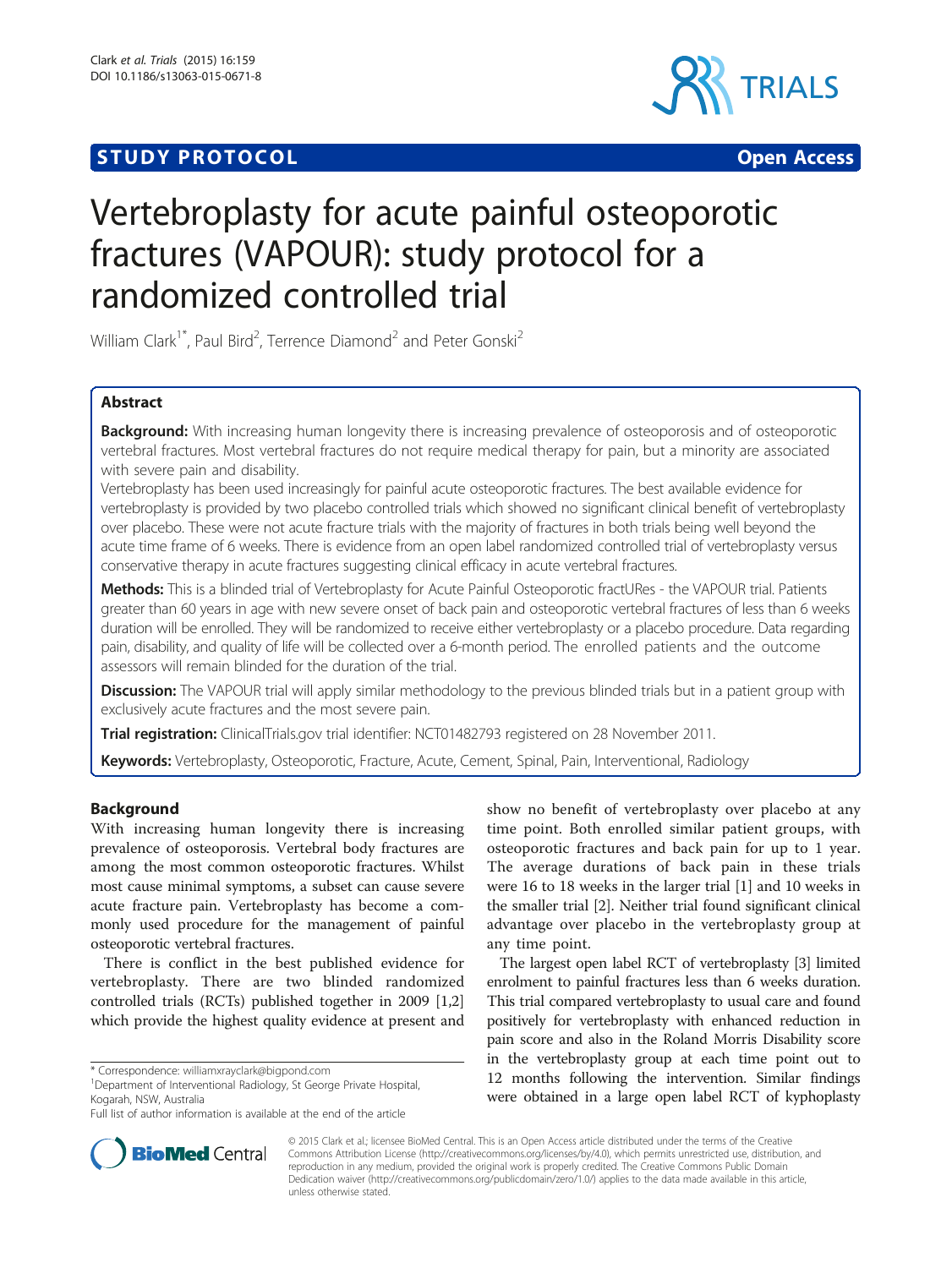**STUDY PROTOCOL** **Open Access**

# Vertebroplasty for acute painful osteoporotic fractures (VAPOUR): study protocol for a randomized controlled trial

William Clark[1*], Paul Bird[2], Terrence Diamond[2] and Peter Gonski[2]

## Abstract

**Background:** With increasing human longevity there is increasing prevalence of osteoporosis and of osteoporotic vertebral fractures. Most vertebral fractures do not require medical therapy for pain, but a minority are associated with severe pain and disability.

Vertebroplasty has been used increasingly for painful acute osteoporotic fractures. The best available evidence for vertebroplasty is provided by two placebo controlled trials which showed no significant clinical benefit of vertebroplasty over placebo. These were not acute fracture trials with the majority of fractures in both trials being well beyond the acute time frame of 6 weeks. There is evidence from an open label randomized controlled trial of vertebroplasty versus conservative therapy in acute fractures suggesting clinical efficacy in acute vertebral fractures.

**Methods:** This is a blinded trial of Vertebroplasty for Acute Painful Osteoporotic fractURes - the VAPOUR trial. Patients greater than 60 years in age with new severe onset of back pain and osteoporotic vertebral fractures of less than 6 weeks duration will be enrolled. They will be randomized to receive either vertebroplasty or a placebo procedure. Data regarding pain, disability, and quality of life will be collected over a 6-month period. The enrolled patients and the outcome assessors will remain blinded for the duration of the trial.

**Discussion:** The VAPOUR trial will apply similar methodology to the previous blinded trials but in a patient group with exclusively acute fractures and the most severe pain.

**Trial registration:** ClinicalTrials.gov trial identifier: NCT01482793 registered on 28 November 2011.

**Keywords:** Vertebroplasty, Osteoporotic, Fracture, Acute, Cement, Spinal, Pain, Interventional, Radiology

## Background

With increasing human longevity there is increasing prevalence of osteoporosis. Vertebral body fractures are among the most common osteoporotic fractures. Whilst most cause minimal symptoms, a subset can cause severe acute fracture pain. Vertebroplasty has become a commonly used procedure for the management of painful osteoporotic vertebral fractures.

There is conflict in the best published evidence for vertebroplasty. There are two blinded randomized controlled trials (RCTs) published together in 2009 [1,2] which provide the highest quality evidence at present and show no benefit of vertebroplasty over placebo at any time point. Both enrolled similar patient groups, with osteoporotic fractures and back pain for up to 1 year. The average durations of back pain in these trials were 16 to 18 weeks in the larger trial [1] and 10 weeks in the smaller trial [2]. Neither trial found significant clinical advantage over placebo in the vertebroplasty group at any time point.

The largest open label RCT of vertebroplasty [3] limited enrolment to painful fractures less than 6 weeks duration. This trial compared vertebroplasty to usual care and found positively for vertebroplasty with enhanced reduction in pain score and also in the Roland Morris Disability score in the vertebroplasty group at each time point out to 12 months following the intervention. Similar findings were obtained in a large open label RCT of kyphoplasty

\* Correspondence: williamxrayclark@bigpond.com
[1]Department of Interventional Radiology, St George Private Hospital, Kogarah, NSW, Australia
Full list of author information is available at the end of the article

© 2015 Clark et al.; licensee BioMed Central. This is an Open Access article distributed under the terms of the Creative Commons Attribution License (http://creativecommons.org/licenses/by/4.0), which permits unrestricted use, distribution, and reproduction in any medium, provided the original work is properly credited. The Creative Commons Public Domain Dedication waiver (http://creativecommons.org/publicdomain/zero/1.0/) applies to the data made available in this article, unless otherwise stated.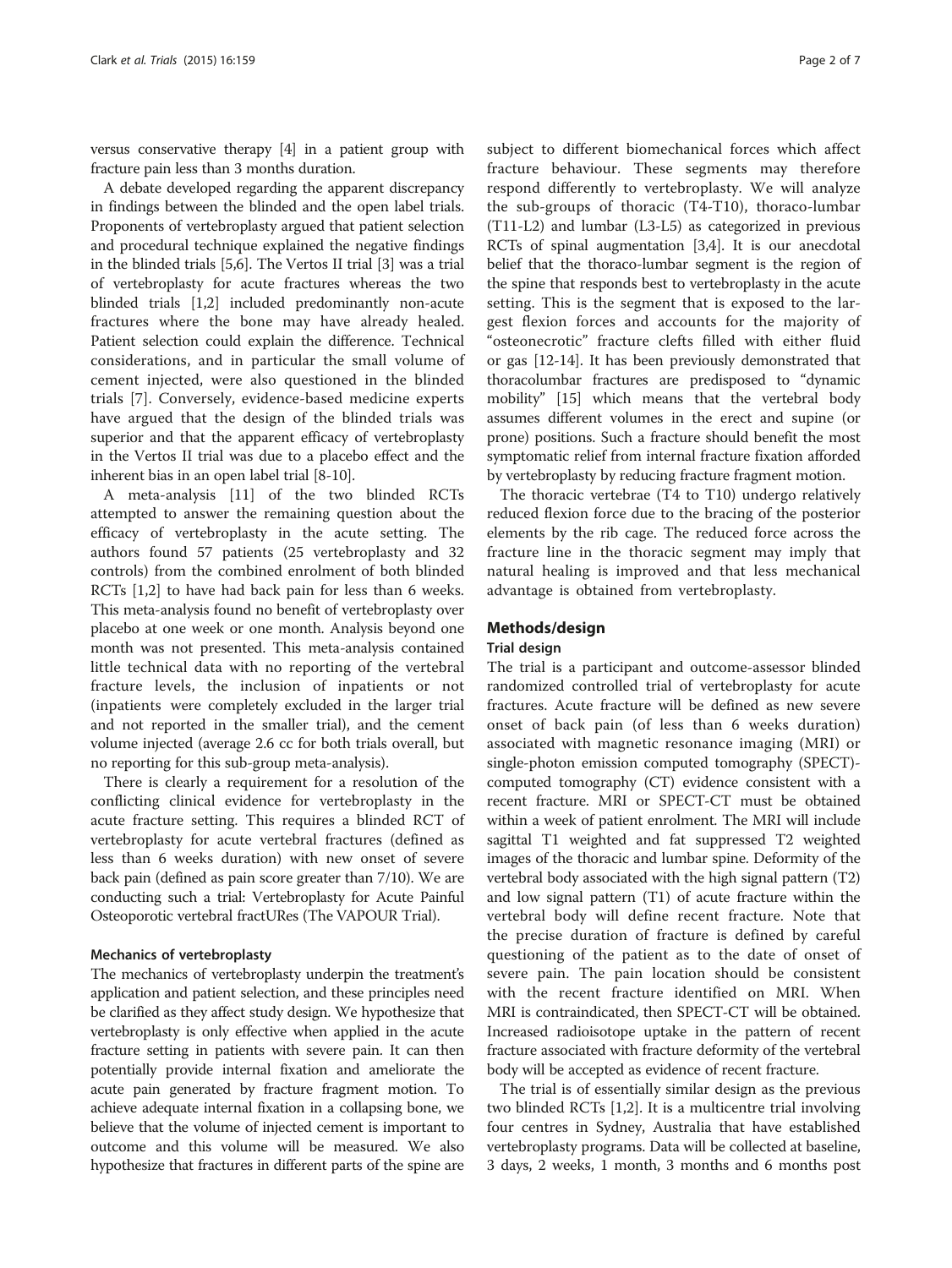versus conservative therapy [4] in a patient group with fracture pain less than 3 months duration.

A debate developed regarding the apparent discrepancy in findings between the blinded and the open label trials. Proponents of vertebroplasty argued that patient selection and procedural technique explained the negative findings in the blinded trials [5,6]. The Vertos II trial [3] was a trial of vertebroplasty for acute fractures whereas the two blinded trials [1,2] included predominantly non-acute fractures where the bone may have already healed. Patient selection could explain the difference. Technical considerations, and in particular the small volume of cement injected, were also questioned in the blinded trials [7]. Conversely, evidence-based medicine experts have argued that the design of the blinded trials was superior and that the apparent efficacy of vertebroplasty in the Vertos II trial was due to a placebo effect and the inherent bias in an open label trial [8-10].

A meta-analysis [11] of the two blinded RCTs attempted to answer the remaining question about the efficacy of vertebroplasty in the acute setting. The authors found 57 patients (25 vertebroplasty and 32 controls) from the combined enrolment of both blinded RCTs [1,2] to have had back pain for less than 6 weeks. This meta-analysis found no benefit of vertebroplasty over placebo at one week or one month. Analysis beyond one month was not presented. This meta-analysis contained little technical data with no reporting of the vertebral fracture levels, the inclusion of inpatients or not (inpatients were completely excluded in the larger trial and not reported in the smaller trial), and the cement volume injected (average 2.6 cc for both trials overall, but no reporting for this sub-group meta-analysis).

There is clearly a requirement for a resolution of the conflicting clinical evidence for vertebroplasty in the acute fracture setting. This requires a blinded RCT of vertebroplasty for acute vertebral fractures (defined as less than 6 weeks duration) with new onset of severe back pain (defined as pain score greater than 7/10). We are conducting such a trial: Vertebroplasty for Acute Painful Osteoporotic vertebral fractURes (The VAPOUR Trial).

### Mechanics of vertebroplasty

The mechanics of vertebroplasty underpin the treatment's application and patient selection, and these principles need be clarified as they affect study design. We hypothesize that vertebroplasty is only effective when applied in the acute fracture setting in patients with severe pain. It can then potentially provide internal fixation and ameliorate the acute pain generated by fracture fragment motion. To achieve adequate internal fixation in a collapsing bone, we believe that the volume of injected cement is important to outcome and this volume will be measured. We also hypothesize that fractures in different parts of the spine are subject to different biomechanical forces which affect fracture behaviour. These segments may therefore respond differently to vertebroplasty. We will analyze the sub-groups of thoracic (T4-T10), thoraco-lumbar (T11-L2) and lumbar (L3-L5) as categorized in previous RCTs of spinal augmentation [3,4]. It is our anecdotal belief that the thoraco-lumbar segment is the region of the spine that responds best to vertebroplasty in the acute setting. This is the segment that is exposed to the largest flexion forces and accounts for the majority of "osteonecrotic" fracture clefts filled with either fluid or gas [12-14]. It has been previously demonstrated that thoracolumbar fractures are predisposed to "dynamic mobility" [15] which means that the vertebral body assumes different volumes in the erect and supine (or prone) positions. Such a fracture should benefit the most symptomatic relief from internal fracture fixation afforded by vertebroplasty by reducing fracture fragment motion.

The thoracic vertebrae (T4 to T10) undergo relatively reduced flexion force due to the bracing of the posterior elements by the rib cage. The reduced force across the fracture line in the thoracic segment may imply that natural healing is improved and that less mechanical advantage is obtained from vertebroplasty.

## Methods/design

### Trial design

The trial is a participant and outcome-assessor blinded randomized controlled trial of vertebroplasty for acute fractures. Acute fracture will be defined as new severe onset of back pain (of less than 6 weeks duration) associated with magnetic resonance imaging (MRI) or single-photon emission computed tomography (SPECT)-computed tomography (CT) evidence consistent with a recent fracture. MRI or SPECT-CT must be obtained within a week of patient enrolment. The MRI will include sagittal T1 weighted and fat suppressed T2 weighted images of the thoracic and lumbar spine. Deformity of the vertebral body associated with the high signal pattern (T2) and low signal pattern (T1) of acute fracture within the vertebral body will define recent fracture. Note that the precise duration of fracture is defined by careful questioning of the patient as to the date of onset of severe pain. The pain location should be consistent with the recent fracture identified on MRI. When MRI is contraindicated, then SPECT-CT will be obtained. Increased radioisotope uptake in the pattern of recent fracture associated with fracture deformity of the vertebral body will be accepted as evidence of recent fracture.

The trial is of essentially similar design as the previous two blinded RCTs [1,2]. It is a multicentre trial involving four centres in Sydney, Australia that have established vertebroplasty programs. Data will be collected at baseline, 3 days, 2 weeks, 1 month, 3 months and 6 months post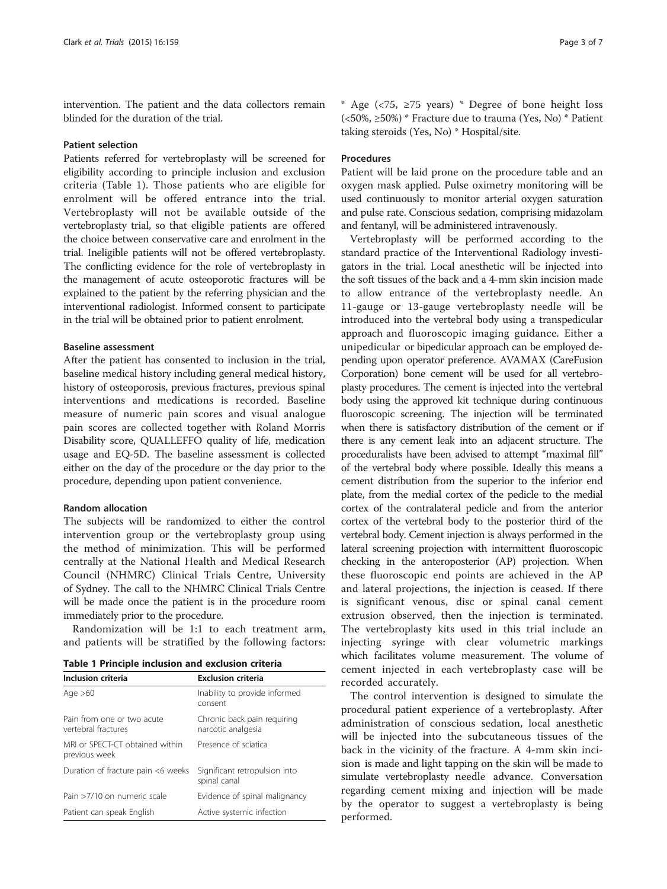intervention. The patient and the data collectors remain blinded for the duration of the trial.

### Patient selection

Patients referred for vertebroplasty will be screened for eligibility according to principle inclusion and exclusion criteria (Table 1). Those patients who are eligible for enrolment will be offered entrance into the trial. Vertebroplasty will not be available outside of the vertebroplasty trial, so that eligible patients are offered the choice between conservative care and enrolment in the trial. Ineligible patients will not be offered vertebroplasty. The conflicting evidence for the role of vertebroplasty in the management of acute osteoporotic fractures will be explained to the patient by the referring physician and the interventional radiologist. Informed consent to participate in the trial will be obtained prior to patient enrolment.

### Baseline assessment

After the patient has consented to inclusion in the trial, baseline medical history including general medical history, history of osteoporosis, previous fractures, previous spinal interventions and medications is recorded. Baseline measure of numeric pain scores and visual analogue pain scores are collected together with Roland Morris Disability score, QUALLEFFO quality of life, medication usage and EQ-5D. The baseline assessment is collected either on the day of the procedure or the day prior to the procedure, depending upon patient convenience.

### Random allocation

The subjects will be randomized to either the control intervention group or the vertebroplasty group using the method of minimization. This will be performed centrally at the National Health and Medical Research Council (NHMRC) Clinical Trials Centre, University of Sydney. The call to the NHMRC Clinical Trials Centre will be made once the patient is in the procedure room immediately prior to the procedure.

Randomization will be 1:1 to each treatment arm, and patients will be stratified by the following factors:

**Table 1 Principle inclusion and exclusion criteria**

| Inclusion criteria | Exclusion criteria |
| --- | --- |
| Age >60 | Inability to provide informed consent |
| Pain from one or two acute vertebral fractures | Chronic back pain requiring narcotic analgesia |
| MRI or SPECT-CT obtained within previous week | Presence of sciatica |
| Duration of fracture pain <6 weeks | Significant retropulsion into spinal canal |
| Pain >7/10 on numeric scale | Evidence of spinal malignancy |
| Patient can speak English | Active systemic infection |

* Age (<75, ≥75 years) * Degree of bone height loss (<50%, ≥50%) * Fracture due to trauma (Yes, No) * Patient taking steroids (Yes, No) * Hospital/site.

### Procedures

Patient will be laid prone on the procedure table and an oxygen mask applied. Pulse oximetry monitoring will be used continuously to monitor arterial oxygen saturation and pulse rate. Conscious sedation, comprising midazolam and fentanyl, will be administered intravenously.

Vertebroplasty will be performed according to the standard practice of the Interventional Radiology investigators in the trial. Local anesthetic will be injected into the soft tissues of the back and a 4-mm skin incision made to allow entrance of the vertebroplasty needle. An 11-gauge or 13-gauge vertebroplasty needle will be introduced into the vertebral body using a transpedicular approach and fluoroscopic imaging guidance. Either a unipedicular or bipedicular approach can be employed depending upon operator preference. AVAMAX (CareFusion Corporation) bone cement will be used for all vertebroplasty procedures. The cement is injected into the vertebral body using the approved kit technique during continuous fluoroscopic screening. The injection will be terminated when there is satisfactory distribution of the cement or if there is any cement leak into an adjacent structure. The proceduralists have been advised to attempt "maximal fill" of the vertebral body where possible. Ideally this means a cement distribution from the superior to the inferior end plate, from the medial cortex of the pedicle to the medial cortex of the contralateral pedicle and from the anterior cortex of the vertebral body to the posterior third of the vertebral body. Cement injection is always performed in the lateral screening projection with intermittent fluoroscopic checking in the anteroposterior (AP) projection. When these fluoroscopic end points are achieved in the AP and lateral projections, the injection is ceased. If there is significant venous, disc or spinal canal cement extrusion observed, then the injection is terminated. The vertebroplasty kits used in this trial include an injecting syringe with clear volumetric markings which facilitates volume measurement. The volume of cement injected in each vertebroplasty case will be recorded accurately.

The control intervention is designed to simulate the procedural patient experience of a vertebroplasty. After administration of conscious sedation, local anesthetic will be injected into the subcutaneous tissues of the back in the vicinity of the fracture. A 4-mm skin incision is made and light tapping on the skin will be made to simulate vertebroplasty needle advance. Conversation regarding cement mixing and injection will be made by the operator to suggest a vertebroplasty is being performed.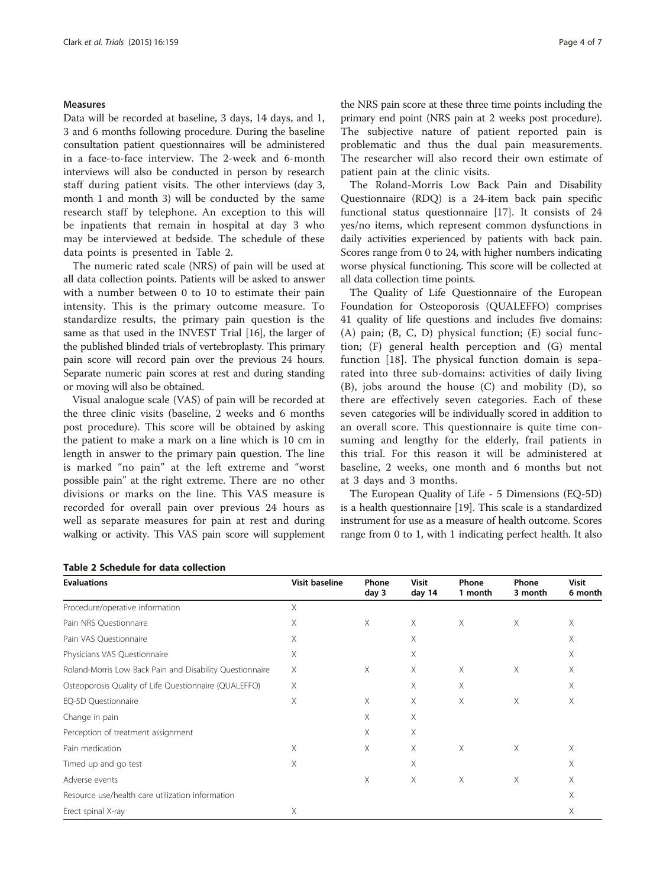### Measures

Data will be recorded at baseline, 3 days, 14 days, and 1, 3 and 6 months following procedure. During the baseline consultation patient questionnaires will be administered in a face-to-face interview. The 2-week and 6-month interviews will also be conducted in person by research staff during patient visits. The other interviews (day 3, month 1 and month 3) will be conducted by the same research staff by telephone. An exception to this will be inpatients that remain in hospital at day 3 who may be interviewed at bedside. The schedule of these data points is presented in Table 2.

The numeric rated scale (NRS) of pain will be used at all data collection points. Patients will be asked to answer with a number between 0 to 10 to estimate their pain intensity. This is the primary outcome measure. To standardize results, the primary pain question is the same as that used in the INVEST Trial [16], the larger of the published blinded trials of vertebroplasty. This primary pain score will record pain over the previous 24 hours. Separate numeric pain scores at rest and during standing or moving will also be obtained.

Visual analogue scale (VAS) of pain will be recorded at the three clinic visits (baseline, 2 weeks and 6 months post procedure). This score will be obtained by asking the patient to make a mark on a line which is 10 cm in length in answer to the primary pain question. The line is marked "no pain" at the left extreme and "worst possible pain" at the right extreme. There are no other divisions or marks on the line. This VAS measure is recorded for overall pain over previous 24 hours as well as separate measures for pain at rest and during walking or activity. This VAS pain score will supplement the NRS pain score at these three time points including the primary end point (NRS pain at 2 weeks post procedure). The subjective nature of patient reported pain is problematic and thus the dual pain measurements. The researcher will also record their own estimate of patient pain at the clinic visits.

The Roland-Morris Low Back Pain and Disability Questionnaire (RDQ) is a 24-item back pain specific functional status questionnaire [17]. It consists of 24 yes/no items, which represent common dysfunctions in daily activities experienced by patients with back pain. Scores range from 0 to 24, with higher numbers indicating worse physical functioning. This score will be collected at all data collection time points.

The Quality of Life Questionnaire of the European Foundation for Osteoporosis (QUALEFFO) comprises 41 quality of life questions and includes five domains: (A) pain; (B, C, D) physical function; (E) social function; (F) general health perception and (G) mental function [18]. The physical function domain is separated into three sub-domains: activities of daily living (B), jobs around the house (C) and mobility (D), so there are effectively seven categories. Each of these seven categories will be individually scored in addition to an overall score. This questionnaire is quite time consuming and lengthy for the elderly, frail patients in this trial. For this reason it will be administered at baseline, 2 weeks, one month and 6 months but not at 3 days and 3 months.

The European Quality of Life - 5 Dimensions (EQ-5D) is a health questionnaire [19]. This scale is a standardized instrument for use as a measure of health outcome. Scores range from 0 to 1, with 1 indicating perfect health. It also

**Table 2 Schedule for data collection**

| Evaluations | Visit baseline | Phone day 3 | Visit day 14 | Phone 1 month | Phone 3 month | Visit 6 month |
|---|---|---|---|---|---|---|
| Procedure/operative information | X | | | | | |
| Pain NRS Questionnaire | X | X | X | X | X | X |
| Pain VAS Questionnaire | X | | X | | | X |
| Physicians VAS Questionnaire | X | | X | | | X |
| Roland-Morris Low Back Pain and Disability Questionnaire | X | X | X | X | X | X |
| Osteoporosis Quality of Life Questionnaire (QUALEFFO) | X | | X | X | | X |
| EQ-5D Questionnaire | X | X | X | X | X | X |
| Change in pain | | X | X | | | |
| Perception of treatment assignment | | X | X | | | |
| Pain medication | X | X | X | X | X | X |
| Timed up and go test | X | | X | | | X |
| Adverse events | | X | X | X | X | X |
| Resource use/health care utilization information | | | | | | X |
| Erect spinal X-ray | X | | | | | X |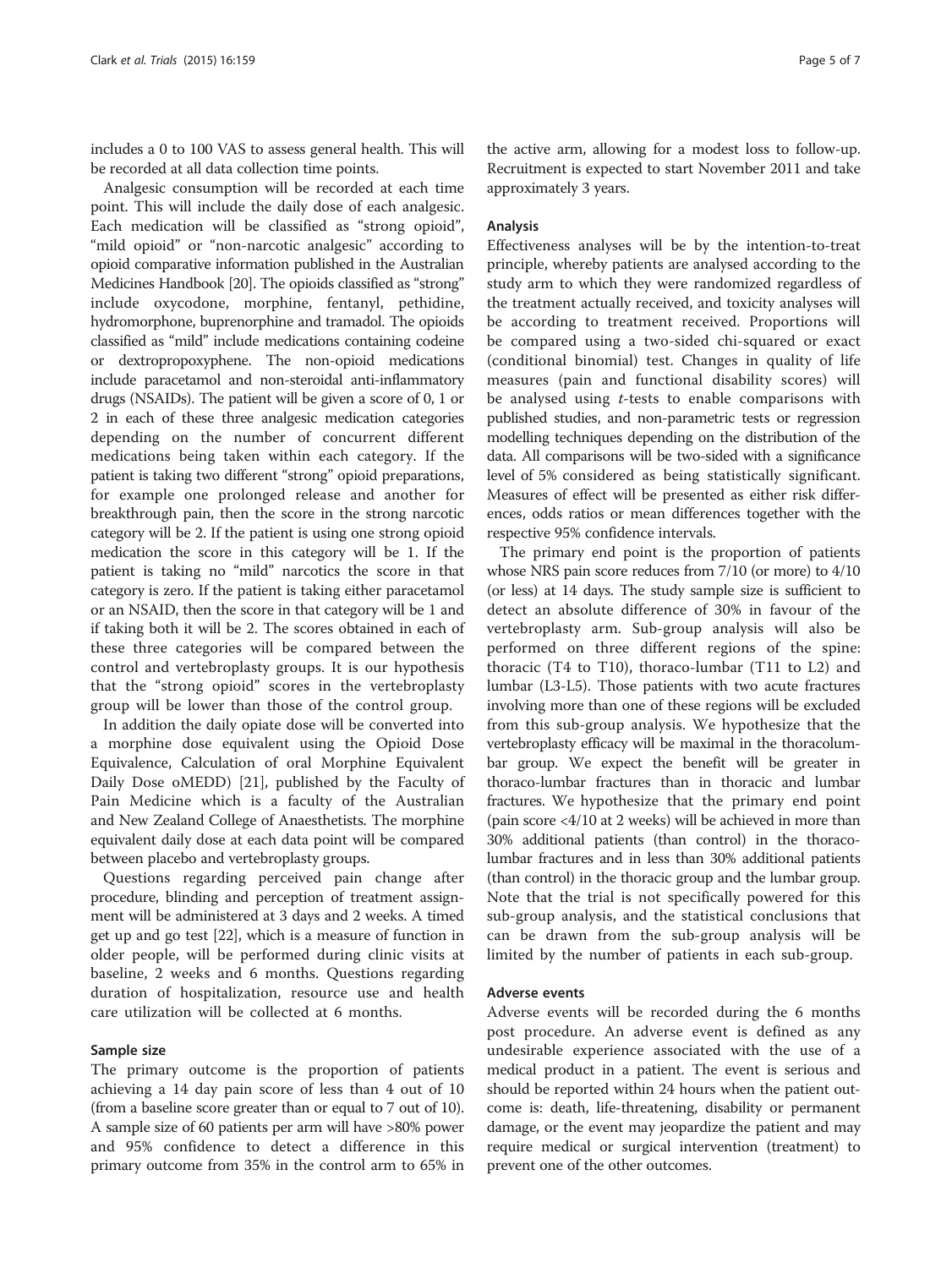includes a 0 to 100 VAS to assess general health. This will be recorded at all data collection time points.

Analgesic consumption will be recorded at each time point. This will include the daily dose of each analgesic. Each medication will be classified as "strong opioid", "mild opioid" or "non-narcotic analgesic" according to opioid comparative information published in the Australian Medicines Handbook [20]. The opioids classified as "strong" include oxycodone, morphine, fentanyl, pethidine, hydromorphone, buprenorphine and tramadol. The opioids classified as "mild" include medications containing codeine or dextropropoxyphene. The non-opioid medications include paracetamol and non-steroidal anti-inflammatory drugs (NSAIDs). The patient will be given a score of 0, 1 or 2 in each of these three analgesic medication categories depending on the number of concurrent different medications being taken within each category. If the patient is taking two different "strong" opioid preparations, for example one prolonged release and another for breakthrough pain, then the score in the strong narcotic category will be 2. If the patient is using one strong opioid medication the score in this category will be 1. If the patient is taking no "mild" narcotics the score in that category is zero. If the patient is taking either paracetamol or an NSAID, then the score in that category will be 1 and if taking both it will be 2. The scores obtained in each of these three categories will be compared between the control and vertebroplasty groups. It is our hypothesis that the "strong opioid" scores in the vertebroplasty group will be lower than those of the control group.

In addition the daily opiate dose will be converted into a morphine dose equivalent using the Opioid Dose Equivalence, Calculation of oral Morphine Equivalent Daily Dose oMEDD) [21], published by the Faculty of Pain Medicine which is a faculty of the Australian and New Zealand College of Anaesthetists. The morphine equivalent daily dose at each data point will be compared between placebo and vertebroplasty groups.

Questions regarding perceived pain change after procedure, blinding and perception of treatment assignment will be administered at 3 days and 2 weeks. A timed get up and go test [22], which is a measure of function in older people, will be performed during clinic visits at baseline, 2 weeks and 6 months. Questions regarding duration of hospitalization, resource use and health care utilization will be collected at 6 months.

### Sample size

The primary outcome is the proportion of patients achieving a 14 day pain score of less than 4 out of 10 (from a baseline score greater than or equal to 7 out of 10). A sample size of 60 patients per arm will have >80% power and 95% confidence to detect a difference in this primary outcome from 35% in the control arm to 65% in the active arm, allowing for a modest loss to follow-up. Recruitment is expected to start November 2011 and take approximately 3 years.

### Analysis

Effectiveness analyses will be by the intention-to-treat principle, whereby patients are analysed according to the study arm to which they were randomized regardless of the treatment actually received, and toxicity analyses will be according to treatment received. Proportions will be compared using a two-sided chi-squared or exact (conditional binomial) test. Changes in quality of life measures (pain and functional disability scores) will be analysed using *t*-tests to enable comparisons with published studies, and non-parametric tests or regression modelling techniques depending on the distribution of the data. All comparisons will be two-sided with a significance level of 5% considered as being statistically significant. Measures of effect will be presented as either risk differences, odds ratios or mean differences together with the respective 95% confidence intervals.

The primary end point is the proportion of patients whose NRS pain score reduces from 7/10 (or more) to 4/10 (or less) at 14 days. The study sample size is sufficient to detect an absolute difference of 30% in favour of the vertebroplasty arm. Sub-group analysis will also be performed on three different regions of the spine: thoracic (T4 to T10), thoraco-lumbar (T11 to L2) and lumbar (L3-L5). Those patients with two acute fractures involving more than one of these regions will be excluded from this sub-group analysis. We hypothesize that the vertebroplasty efficacy will be maximal in the thoracolumbar group. We expect the benefit will be greater in thoraco-lumbar fractures than in thoracic and lumbar fractures. We hypothesize that the primary end point (pain score <4/10 at 2 weeks) will be achieved in more than 30% additional patients (than control) in the thoraco-lumbar fractures and in less than 30% additional patients (than control) in the thoracic group and the lumbar group. Note that the trial is not specifically powered for this sub-group analysis, and the statistical conclusions that can be drawn from the sub-group analysis will be limited by the number of patients in each sub-group.

### Adverse events

Adverse events will be recorded during the 6 months post procedure. An adverse event is defined as any undesirable experience associated with the use of a medical product in a patient. The event is serious and should be reported within 24 hours when the patient outcome is: death, life-threatening, disability or permanent damage, or the event may jeopardize the patient and may require medical or surgical intervention (treatment) to prevent one of the other outcomes.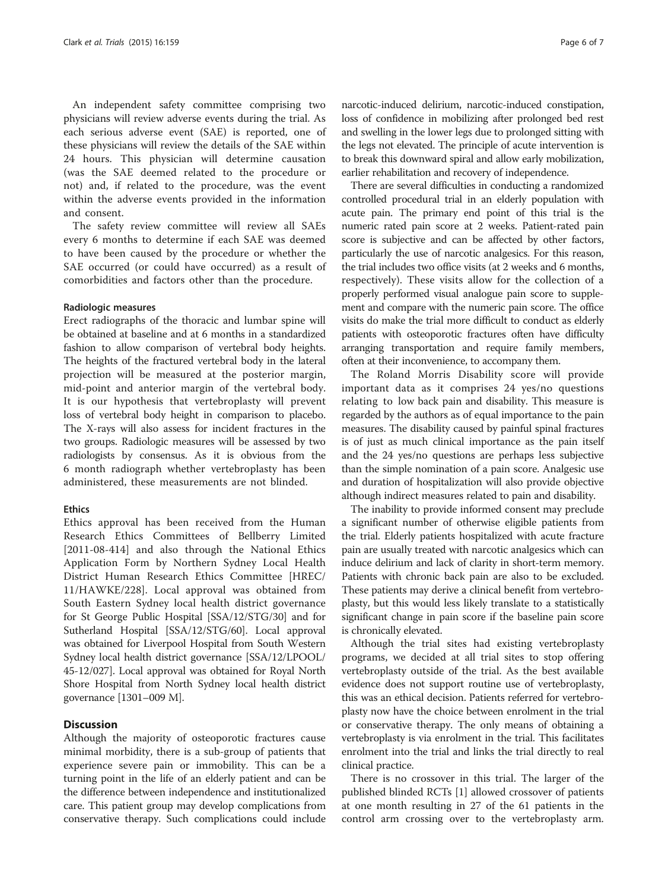An independent safety committee comprising two physicians will review adverse events during the trial. As each serious adverse event (SAE) is reported, one of these physicians will review the details of the SAE within 24 hours. This physician will determine causation (was the SAE deemed related to the procedure or not) and, if related to the procedure, was the event within the adverse events provided in the information and consent.

The safety review committee will review all SAEs every 6 months to determine if each SAE was deemed to have been caused by the procedure or whether the SAE occurred (or could have occurred) as a result of comorbidities and factors other than the procedure.

#### Radiologic measures

Erect radiographs of the thoracic and lumbar spine will be obtained at baseline and at 6 months in a standardized fashion to allow comparison of vertebral body heights. The heights of the fractured vertebral body in the lateral projection will be measured at the posterior margin, mid-point and anterior margin of the vertebral body. It is our hypothesis that vertebroplasty will prevent loss of vertebral body height in comparison to placebo. The X-rays will also assess for incident fractures in the two groups. Radiologic measures will be assessed by two radiologists by consensus. As it is obvious from the 6 month radiograph whether vertebroplasty has been administered, these measurements are not blinded.

#### Ethics

Ethics approval has been received from the Human Research Ethics Committees of Bellberry Limited [2011-08-414] and also through the National Ethics Application Form by Northern Sydney Local Health District Human Research Ethics Committee [HREC/11/HAWKE/228]. Local approval was obtained from South Eastern Sydney local health district governance for St George Public Hospital [SSA/12/STG/30] and for Sutherland Hospital [SSA/12/STG/60]. Local approval was obtained for Liverpool Hospital from South Western Sydney local health district governance [SSA/12/LPOOL/45-12/027]. Local approval was obtained for Royal North Shore Hospital from North Sydney local health district governance [1301–009 M].

## Discussion

Although the majority of osteoporotic fractures cause minimal morbidity, there is a sub-group of patients that experience severe pain or immobility. This can be a turning point in the life of an elderly patient and can be the difference between independence and institutionalized care. This patient group may develop complications from conservative therapy. Such complications could include narcotic-induced delirium, narcotic-induced constipation, loss of confidence in mobilizing after prolonged bed rest and swelling in the lower legs due to prolonged sitting with the legs not elevated. The principle of acute intervention is to break this downward spiral and allow early mobilization, earlier rehabilitation and recovery of independence.

There are several difficulties in conducting a randomized controlled procedural trial in an elderly population with acute pain. The primary end point of this trial is the numeric rated pain score at 2 weeks. Patient-rated pain score is subjective and can be affected by other factors, particularly the use of narcotic analgesics. For this reason, the trial includes two office visits (at 2 weeks and 6 months, respectively). These visits allow for the collection of a properly performed visual analogue pain score to supplement and compare with the numeric pain score. The office visits do make the trial more difficult to conduct as elderly patients with osteoporotic fractures often have difficulty arranging transportation and require family members, often at their inconvenience, to accompany them.

The Roland Morris Disability score will provide important data as it comprises 24 yes/no questions relating to low back pain and disability. This measure is regarded by the authors as of equal importance to the pain measures. The disability caused by painful spinal fractures is of just as much clinical importance as the pain itself and the 24 yes/no questions are perhaps less subjective than the simple nomination of a pain score. Analgesic use and duration of hospitalization will also provide objective although indirect measures related to pain and disability.

The inability to provide informed consent may preclude a significant number of otherwise eligible patients from the trial. Elderly patients hospitalized with acute fracture pain are usually treated with narcotic analgesics which can induce delirium and lack of clarity in short-term memory. Patients with chronic back pain are also to be excluded. These patients may derive a clinical benefit from vertebroplasty, but this would less likely translate to a statistically significant change in pain score if the baseline pain score is chronically elevated.

Although the trial sites had existing vertebroplasty programs, we decided at all trial sites to stop offering vertebroplasty outside of the trial. As the best available evidence does not support routine use of vertebroplasty, this was an ethical decision. Patients referred for vertebroplasty now have the choice between enrolment in the trial or conservative therapy. The only means of obtaining a vertebroplasty is via enrolment in the trial. This facilitates enrolment into the trial and links the trial directly to real clinical practice.

There is no crossover in this trial. The larger of the published blinded RCTs [1] allowed crossover of patients at one month resulting in 27 of the 61 patients in the control arm crossing over to the vertebroplasty arm.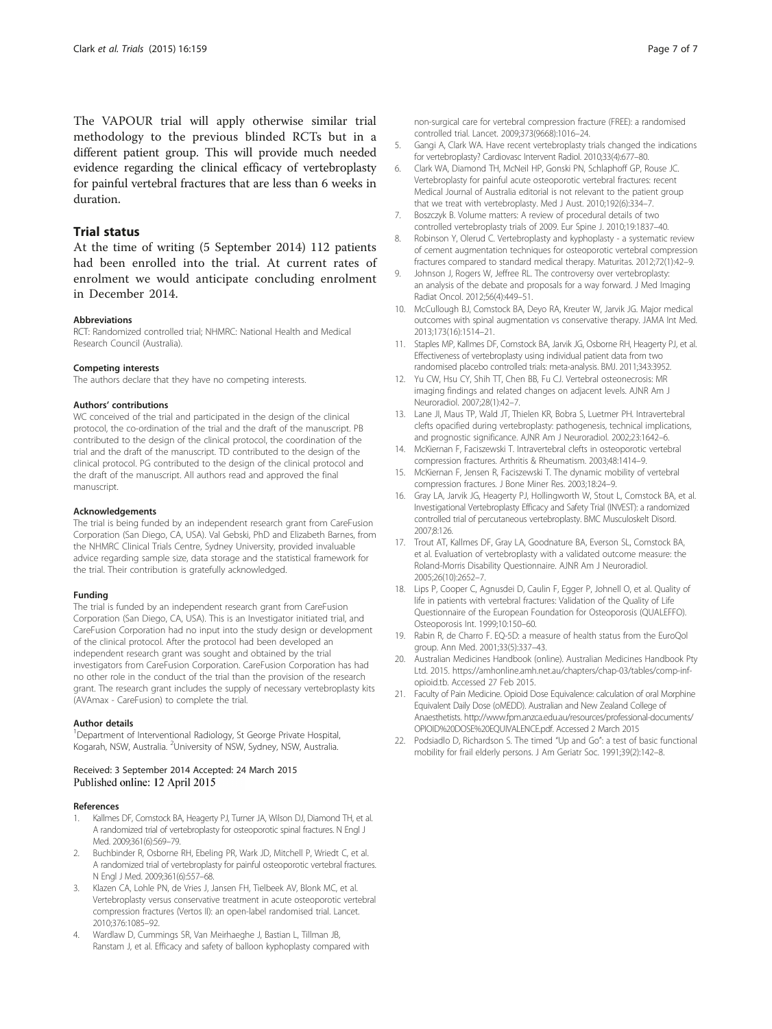The VAPOUR trial will apply otherwise similar trial methodology to the previous blinded RCTs but in a different patient group. This will provide much needed evidence regarding the clinical efficacy of vertebroplasty for painful vertebral fractures that are less than 6 weeks in duration.

## Trial status

At the time of writing (5 September 2014) 112 patients had been enrolled into the trial. At current rates of enrolment we would anticipate concluding enrolment in December 2014.

#### Abbreviations

RCT: Randomized controlled trial; NHMRC: National Health and Medical Research Council (Australia).

#### Competing interests

The authors declare that they have no competing interests.

#### Authors' contributions

WC conceived of the trial and participated in the design of the clinical protocol, the co-ordination of the trial and the draft of the manuscript. PB contributed to the design of the clinical protocol, the coordination of the trial and the draft of the manuscript. TD contributed to the design of the clinical protocol. PG contributed to the design of the clinical protocol and the draft of the manuscript. All authors read and approved the final manuscript.

#### Acknowledgements

The trial is being funded by an independent research grant from CareFusion Corporation (San Diego, CA, USA). Val Gebski, PhD and Elizabeth Barnes, from the NHMRC Clinical Trials Centre, Sydney University, provided invaluable advice regarding sample size, data storage and the statistical framework for the trial. Their contribution is gratefully acknowledged.

#### Funding

The trial is funded by an independent research grant from CareFusion Corporation (San Diego, CA, USA). This is an Investigator initiated trial, and CareFusion Corporation had no input into the study design or development of the clinical protocol. After the protocol had been developed an independent research grant was sought and obtained by the trial investigators from CareFusion Corporation. CareFusion Corporation has had no other role in the conduct of the trial than the provision of the research grant. The research grant includes the supply of necessary vertebroplasty kits (AVAmax - CareFusion) to complete the trial.

#### Author details

[1]Department of Interventional Radiology, St George Private Hospital, Kogarah, NSW, Australia. [2]University of NSW, Sydney, NSW, Australia.

Received: 3 September 2014 Accepted: 24 March 2015
Published online: 12 April 2015

#### References

1. Kallmes DF, Comstock BA, Heagerty PJ, Turner JA, Wilson DJ, Diamond TH, et al. A randomized trial of vertebroplasty for osteoporotic spinal fractures. N Engl J Med. 2009;361(6):569–79.
2. Buchbinder R, Osborne RH, Ebeling PR, Wark JD, Mitchell P, Wriedt C, et al. A randomized trial of vertebroplasty for painful osteoporotic vertebral fractures. N Engl J Med. 2009;361(6):557–68.
3. Klazen CA, Lohle PN, de Vries J, Jansen FH, Tielbeek AV, Blonk MC, et al. Vertebroplasty versus conservative treatment in acute osteoporotic vertebral compression fractures (Vertos II): an open-label randomised trial. Lancet. 2010;376:1085–92.
4. Wardlaw D, Cummings SR, Van Meirhaeghe J, Bastian L, Tillman JB, Ranstam J, et al. Efficacy and safety of balloon kyphoplasty compared with non-surgical care for vertebral compression fracture (FREE): a randomised controlled trial. Lancet. 2009;373(9668):1016–24.
5. Gangi A, Clark WA. Have recent vertebroplasty trials changed the indications for vertebroplasty? Cardiovasc Intervent Radiol. 2010;33(4):677–80.
6. Clark WA, Diamond TH, McNeil HP, Gonski PN, Schlaphoff GP, Rouse JC. Vertebroplasty for painful acute osteoporotic vertebral fractures: recent Medical Journal of Australia editorial is not relevant to the patient group that we treat with vertebroplasty. Med J Aust. 2010;192(6):334–7.
7. Boszczyk B. Volume matters: A review of procedural details of two controlled vertebroplasty trials of 2009. Eur Spine J. 2010;19:1837–40.
8. Robinson Y, Olerud C. Vertebroplasty and kyphoplasty - a systematic review of cement augmentation techniques for osteoporotic vertebral compression fractures compared to standard medical therapy. Maturitas. 2012;72(1):42–9.
9. Johnson J, Rogers W, Jeffree RL. The controversy over vertebroplasty: an analysis of the debate and proposals for a way forward. J Med Imaging Radiat Oncol. 2012;56(4):449–51.
10. McCullough BJ, Comstock BA, Deyo RA, Kreuter W, Jarvik JG. Major medical outcomes with spinal augmentation vs conservative therapy. JAMA Int Med. 2013;173(16):1514–21.
11. Staples MP, Kallmes DF, Comstock BA, Jarvik JG, Osborne RH, Heagerty PJ, et al. Effectiveness of vertebroplasty using individual patient data from two randomised placebo controlled trials: meta-analysis. BMJ. 2011;343:3952.
12. Yu CW, Hsu CY, Shih TT, Chen BB, Fu CJ. Vertebral osteonecrosis: MR imaging findings and related changes on adjacent levels. AJNR Am J Neuroradiol. 2007;28(1):42–7.
13. Lane JI, Maus TP, Wald JT, Thielen KR, Bobra S, Luetmer PH. Intravertebral clefts opacified during vertebroplasty: pathogenesis, technical implications, and prognostic significance. AJNR Am J Neuroradiol. 2002;23:1642–6.
14. McKiernan F, Faciszewski T. Intravertebral clefts in osteoporotic vertebral compression fractures. Arthritis & Rheumatism. 2003;48:1414–9.
15. McKiernan F, Jensen R, Faciszewski T. The dynamic mobility of vertebral compression fractures. J Bone Miner Res. 2003;18:24–9.
16. Gray LA, Jarvik JG, Heagerty PJ, Hollingworth W, Stout L, Comstock BA, et al. Investigational Vertebroplasty Efficacy and Safety Trial (INVEST): a randomized controlled trial of percutaneous vertebroplasty. BMC Musculoskelt Disord. 2007;8:126.
17. Trout AT, Kallmes DF, Gray LA, Goodnature BA, Everson SL, Comstock BA, et al. Evaluation of vertebroplasty with a validated outcome measure: the Roland-Morris Disability Questionnaire. AJNR Am J Neuroradiol. 2005;26(10):2652–7.
18. Lips P, Cooper C, Agnusdei D, Caulin F, Egger P, Johnell O, et al. Quality of life in patients with vertebral fractures: Validation of the Quality of Life Questionnaire of the European Foundation for Osteoporosis (QUALEFFO). Osteoporosis Int. 1999;10:150–60.
19. Rabin R, de Charro F. EQ-5D: a measure of health status from the EuroQol group. Ann Med. 2001;33(5):337–43.
20. Australian Medicines Handbook (online). Australian Medicines Handbook Pty Ltd. 2015. https://amhonline.amh.net.au/chapters/chap-03/tables/comp-inf-opioid.tb. Accessed 27 Feb 2015.
21. Faculty of Pain Medicine. Opioid Dose Equivalence: calculation of oral Morphine Equivalent Daily Dose (oMEDD). Australian and New Zealand College of Anaesthetists. http://www.fpm.anzca.edu.au/resources/professional-documents/OPIOID%20DOSE%20EQUIVALENCE.pdf. Accessed 2 March 2015
22. Podsiadlo D, Richardson S. The timed "Up and Go": a test of basic functional mobility for frail elderly persons. J Am Geriatr Soc. 1991;39(2):142–8.